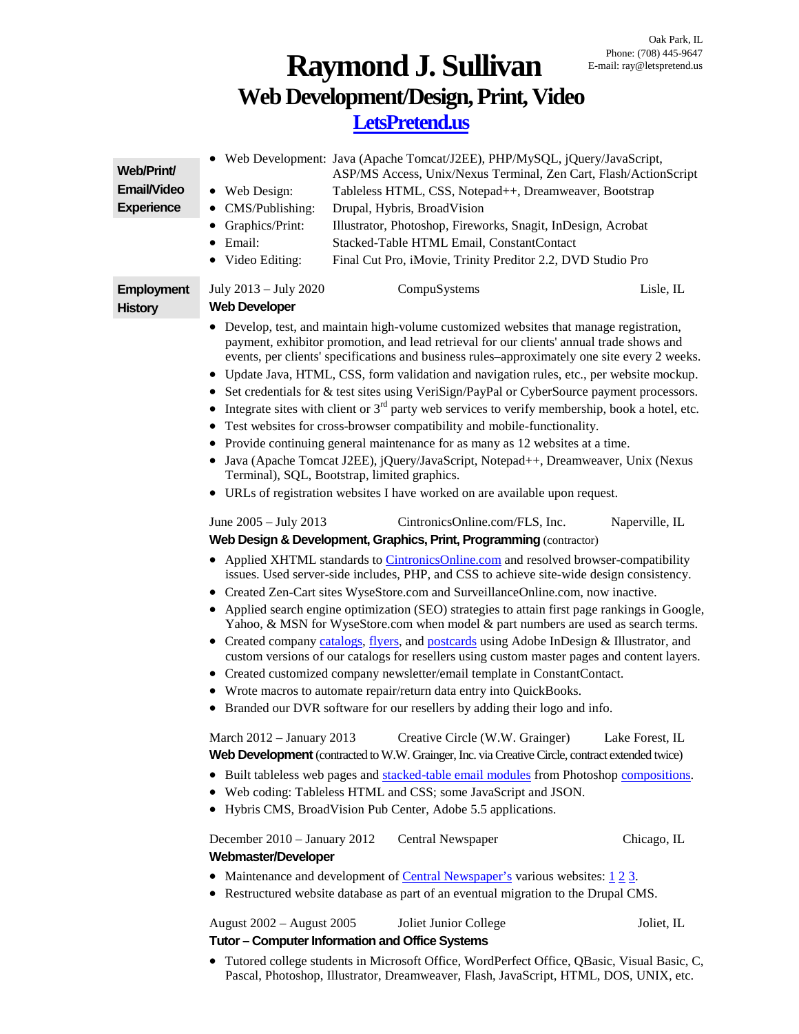Oak Park, IL
Phone: (708) 445-9647
E-mail: ray@letspretend.us

# Raymond J. Sullivan

## Web Development/Design, Print, Video

### [LetsPretend.us]

**Web/Print/ Email/Video Experience**

- Web Development: Java (Apache Tomcat/J2EE), PHP/MySQL, jQuery/JavaScript, ASP/MS Access, Unix/Nexus Terminal, Zen Cart, Flash/ActionScript
- Web Design: Tableless HTML, CSS, Notepad++, Dreamweaver, Bootstrap
- CMS/Publishing: Drupal, Hybris, BroadVision
- Graphics/Print: Illustrator, Photoshop, Fireworks, Snagit, InDesign, Acrobat
- Email: Stacked-Table HTML Email, ConstantContact
- Video Editing: Final Cut Pro, iMovie, Trinity Preditor 2.2, DVD Studio Pro

**Employment History**

July 2013 – July 2020 | CompuSystems | Lisle, IL

**Web Developer**

- Develop, test, and maintain high-volume customized websites that manage registration, payment, exhibitor promotion, and lead retrieval for our clients' annual trade shows and events, per clients' specifications and business rules–approximately one site every 2 weeks.
- Update Java, HTML, CSS, form validation and navigation rules, etc., per website mockup.
- Set credentials for & test sites using VeriSign/PayPal or CyberSource payment processors.
- Integrate sites with client or 3rd party web services to verify membership, book a hotel, etc.
- Test websites for cross-browser compatibility and mobile-functionality.
- Provide continuing general maintenance for as many as 12 websites at a time.
- Java (Apache Tomcat J2EE), jQuery/JavaScript, Notepad++, Dreamweaver, Unix (Nexus Terminal), SQL, Bootstrap, limited graphics.
- URLs of registration websites I have worked on are available upon request.

June 2005 – July 2013 | CintronicsOnline.com/FLS, Inc. | Naperville, IL

**Web Design & Development, Graphics, Print, Programming** (contractor)

- Applied XHTML standards to [CintronicsOnline.com] and resolved browser-compatibility issues. Used server-side includes, PHP, and CSS to achieve site-wide design consistency.
- Created Zen-Cart sites WyseStore.com and SurveillanceOnline.com, now inactive.
- Applied search engine optimization (SEO) strategies to attain first page rankings in Google, Yahoo, & MSN for WyseStore.com when model & part numbers are used as search terms.
- Created company [catalogs], [flyers], and [postcards] using Adobe InDesign & Illustrator, and custom versions of our catalogs for resellers using custom master pages and content layers.
- Created customized company newsletter/email template in ConstantContact.
- Wrote macros to automate repair/return data entry into QuickBooks.
- Branded our DVR software for our resellers by adding their logo and info.

March 2012 – January 2013 | Creative Circle (W.W. Grainger) | Lake Forest, IL

**Web Development** (contracted to W.W. Grainger, Inc. via Creative Circle, contract extended twice)

- Built tableless web pages and [stacked-table email modules] from Photoshop [compositions].
- Web coding: Tableless HTML and CSS; some JavaScript and JSON.
- Hybris CMS, BroadVision Pub Center, Adobe 5.5 applications.

December 2010 – January 2012 | Central Newspaper | Chicago, IL

**Webmaster/Developer**

- Maintenance and development of [Central Newspaper's] various websites: [1] [2] [3].
- Restructured website database as part of an eventual migration to the Drupal CMS.

August 2002 – August 2005 | Joliet Junior College | Joliet, IL

**Tutor – Computer Information and Office Systems**

- Tutored college students in Microsoft Office, WordPerfect Office, QBasic, Visual Basic, C, Pascal, Photoshop, Illustrator, Dreamweaver, Flash, JavaScript, HTML, DOS, UNIX, etc.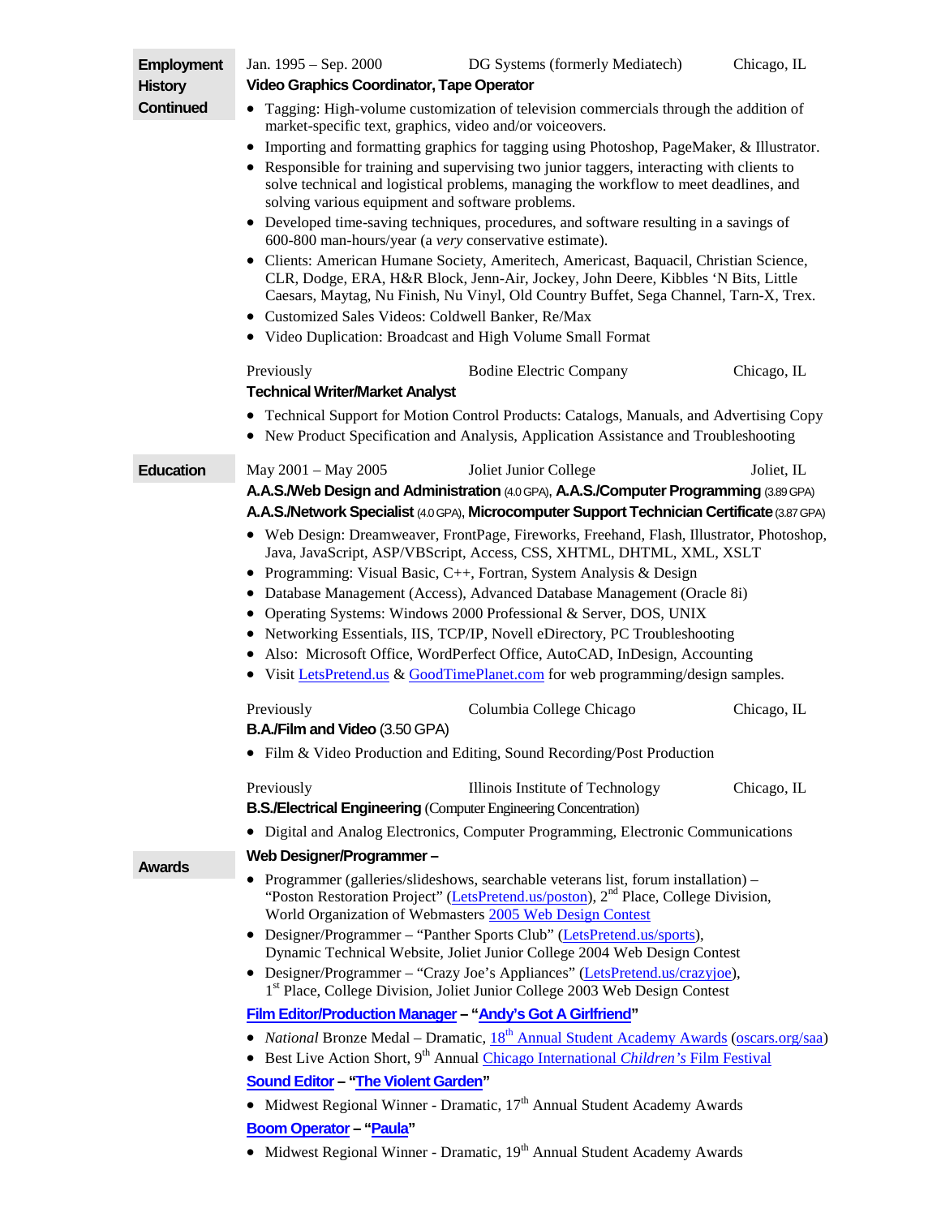## Employment History Continued

Jan. 1995 – Sep. 2000 — DG Systems (formerly Mediatech) — Chicago, IL

**Video Graphics Coordinator, Tape Operator**

- Tagging: High-volume customization of television commercials through the addition of market-specific text, graphics, video and/or voiceovers.
- Importing and formatting graphics for tagging using Photoshop, PageMaker, & Illustrator.
- Responsible for training and supervising two junior taggers, interacting with clients to solve technical and logistical problems, managing the workflow to meet deadlines, and solving various equipment and software problems.
- Developed time-saving techniques, procedures, and software resulting in a savings of 600-800 man-hours/year (a *very* conservative estimate).
- Clients: American Humane Society, Ameritech, Americast, Baquacil, Christian Science, CLR, Dodge, ERA, H&R Block, Jenn-Air, Jockey, John Deere, Kibbles 'N Bits, Little Caesars, Maytag, Nu Finish, Nu Vinyl, Old Country Buffet, Sega Channel, Tarn-X, Trex.
- Customized Sales Videos: Coldwell Banker, Re/Max
- Video Duplication: Broadcast and High Volume Small Format

Previously — Bodine Electric Company — Chicago, IL

**Technical Writer/Market Analyst**

- Technical Support for Motion Control Products: Catalogs, Manuals, and Advertising Copy
- New Product Specification and Analysis, Application Assistance and Troubleshooting

## Education

May 2001 – May 2005 — Joliet Junior College — Joliet, IL

**A.A.S./Web Design and Administration** (4.0 GPA), **A.A.S./Computer Programming** (3.89 GPA)
**A.A.S./Network Specialist** (4.0 GPA), **Microcomputer Support Technician Certificate** (3.87 GPA)

- Web Design: Dreamweaver, FrontPage, Fireworks, Freehand, Flash, Illustrator, Photoshop, Java, JavaScript, ASP/VBScript, Access, CSS, XHTML, DHTML, XML, XSLT
- Programming: Visual Basic, C++, Fortran, System Analysis & Design
- Database Management (Access), Advanced Database Management (Oracle 8i)
- Operating Systems: Windows 2000 Professional & Server, DOS, UNIX
- Networking Essentials, IIS, TCP/IP, Novell eDirectory, PC Troubleshooting
- Also: Microsoft Office, WordPerfect Office, AutoCAD, InDesign, Accounting
- Visit LetsPretend.us & GoodTimePlanet.com for web programming/design samples.

Previously — Columbia College Chicago — Chicago, IL

**B.A./Film and Video** (3.50 GPA)

- Film & Video Production and Editing, Sound Recording/Post Production

Previously — Illinois Institute of Technology — Chicago, IL

**B.S./Electrical Engineering** (Computer Engineering Concentration)

- Digital and Analog Electronics, Computer Programming, Electronic Communications

## Awards

**Web Designer/Programmer –**

- Programmer (galleries/slideshows, searchable veterans list, forum installation) – "Poston Restoration Project" (LetsPretend.us/poston), 2nd Place, College Division, World Organization of Webmasters 2005 Web Design Contest
- Designer/Programmer – "Panther Sports Club" (LetsPretend.us/sports), Dynamic Technical Website, Joliet Junior College 2004 Web Design Contest
- Designer/Programmer – "Crazy Joe's Appliances" (LetsPretend.us/crazyjoe), 1st Place, College Division, Joliet Junior College 2003 Web Design Contest

**Film Editor/Production Manager – "Andy's Got A Girlfriend"**

- *National* Bronze Medal – Dramatic, 18th Annual Student Academy Awards (oscars.org/saa)
- Best Live Action Short, 9th Annual Chicago International *Children's* Film Festival

**Sound Editor – "The Violent Garden"**

- Midwest Regional Winner - Dramatic, 17th Annual Student Academy Awards

**Boom Operator – "Paula"**

- Midwest Regional Winner - Dramatic, 19th Annual Student Academy Awards